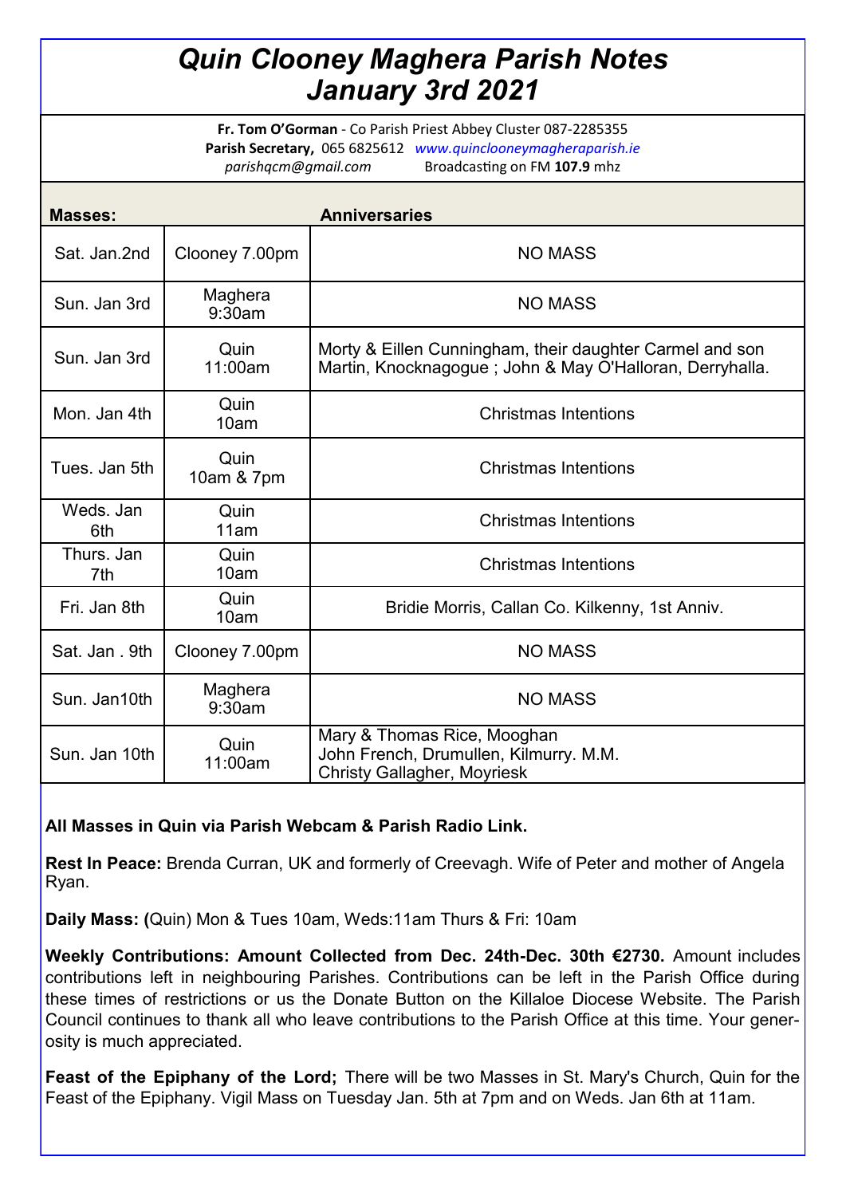# *Quin Clooney Maghera Parish Notes January 3rd 2021*

**Fr. Tom O'Gorman** - Co Parish Priest Abbey Cluster 087-2285355
**Parish Secretary,** 065 6825612 *www.quinclooneymagheraparish.ie*
*parishqcm@gmail.com* Broadcasting on FM **107.9** mhz

| **Masses:** | | **Anniversaries** |
|---|---|---|
| Sat. Jan.2nd | Clooney 7.00pm | NO MASS |
| Sun. Jan 3rd | Maghera 9:30am | NO MASS |
| Sun. Jan 3rd | Quin 11:00am | Morty & Eillen Cunningham, their daughter Carmel and son Martin, Knocknagogue ; John & May O'Halloran, Derryhalla. |
| Mon. Jan 4th | Quin 10am | Christmas Intentions |
| Tues. Jan 5th | Quin 10am & 7pm | Christmas Intentions |
| Weds. Jan 6th | Quin 11am | Christmas Intentions |
| Thurs. Jan 7th | Quin 10am | Christmas Intentions |
| Fri. Jan 8th | Quin 10am | Bridie Morris, Callan Co. Kilkenny, 1st Anniv. |
| Sat. Jan . 9th | Clooney 7.00pm | NO MASS |
| Sun. Jan10th | Maghera 9:30am | NO MASS |
| Sun. Jan 10th | Quin 11:00am | Mary & Thomas Rice, Mooghan<br>John French, Drumullen, Kilmurry. M.M.<br>Christy Gallagher, Moyriesk |

**All Masses in Quin via Parish Webcam & Parish Radio Link.**

**Rest In Peace:** Brenda Curran, UK and formerly of Creevagh. Wife of Peter and mother of Angela Ryan.

**Daily Mass: (**Quin) Mon & Tues 10am, Weds:11am Thurs & Fri: 10am

**Weekly Contributions: Amount Collected from Dec. 24th-Dec. 30th €2730.** Amount includes contributions left in neighbouring Parishes. Contributions can be left in the Parish Office during these times of restrictions or us the Donate Button on the Killaloe Diocese Website. The Parish Council continues to thank all who leave contributions to the Parish Office at this time. Your generosity is much appreciated.

**Feast of the Epiphany of the Lord;** There will be two Masses in St. Mary's Church, Quin for the Feast of the Epiphany. Vigil Mass on Tuesday Jan. 5th at 7pm and on Weds. Jan 6th at 11am.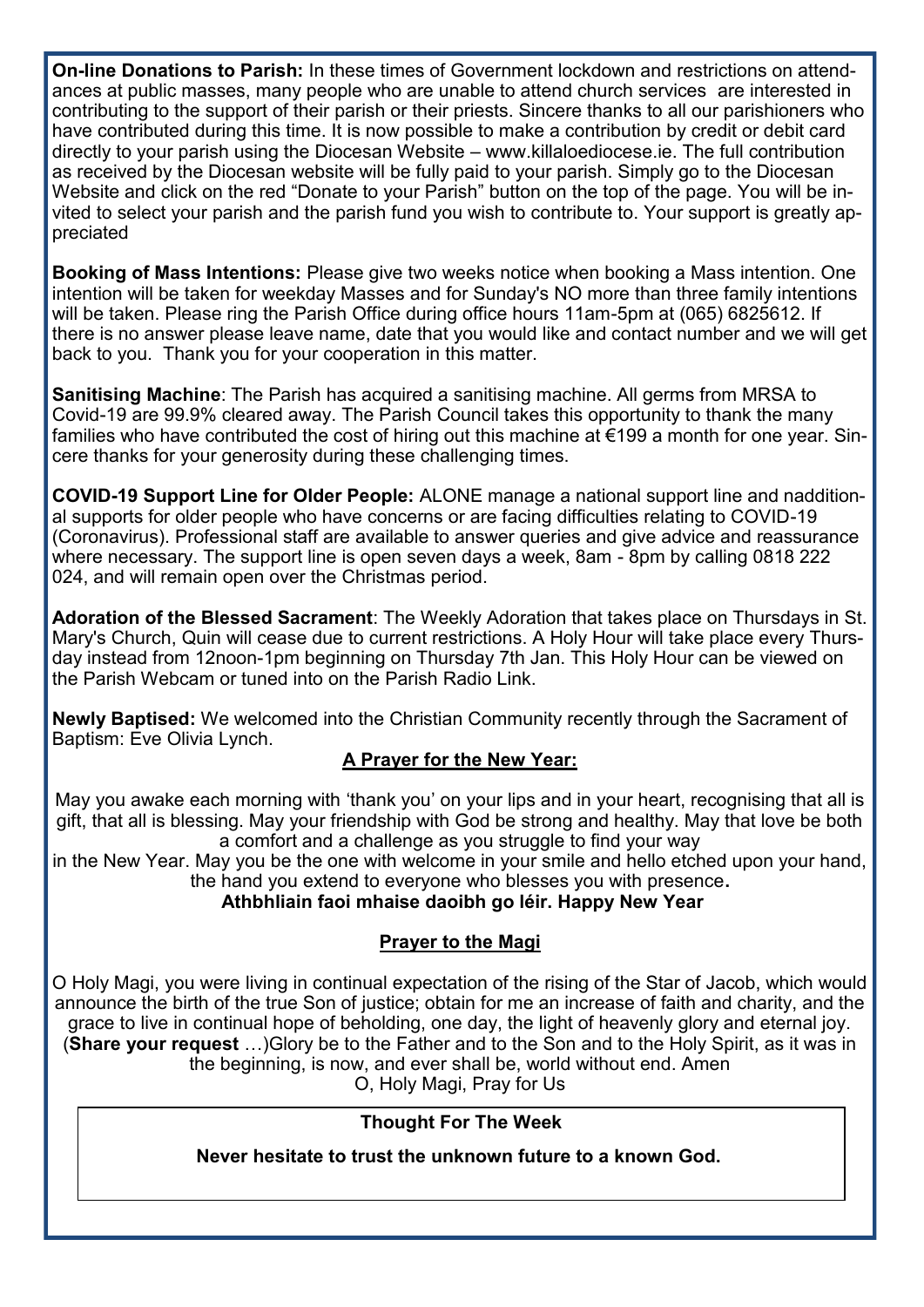**On-line Donations to Parish:** In these times of Government lockdown and restrictions on attendances at public masses, many people who are unable to attend church services are interested in contributing to the support of their parish or their priests. Sincere thanks to all our parishioners who have contributed during this time. It is now possible to make a contribution by credit or debit card directly to your parish using the Diocesan Website – www.killaloediocese.ie. The full contribution as received by the Diocesan website will be fully paid to your parish. Simply go to the Diocesan Website and click on the red "Donate to your Parish" button on the top of the page. You will be invited to select your parish and the parish fund you wish to contribute to. Your support is greatly appreciated

**Booking of Mass Intentions:** Please give two weeks notice when booking a Mass intention. One intention will be taken for weekday Masses and for Sunday's NO more than three family intentions will be taken. Please ring the Parish Office during office hours 11am-5pm at (065) 6825612. If there is no answer please leave name, date that you would like and contact number and we will get back to you. Thank you for your cooperation in this matter.

**Sanitising Machine**: The Parish has acquired a sanitising machine. All germs from MRSA to Covid-19 are 99.9% cleared away. The Parish Council takes this opportunity to thank the many families who have contributed the cost of hiring out this machine at €199 a month for one year. Sincere thanks for your generosity during these challenging times.

**COVID-19 Support Line for Older People:** ALONE manage a national support line and nadditional supports for older people who have concerns or are facing difficulties relating to COVID-19 (Coronavirus). Professional staff are available to answer queries and give advice and reassurance where necessary. The support line is open seven days a week, 8am - 8pm by calling 0818 222 024, and will remain open over the Christmas period.

**Adoration of the Blessed Sacrament**: The Weekly Adoration that takes place on Thursdays in St. Mary's Church, Quin will cease due to current restrictions. A Holy Hour will take place every Thursday instead from 12noon-1pm beginning on Thursday 7th Jan. This Holy Hour can be viewed on the Parish Webcam or tuned into on the Parish Radio Link.

**Newly Baptised:** We welcomed into the Christian Community recently through the Sacrament of Baptism: Eve Olivia Lynch.

## A Prayer for the New Year:

May you awake each morning with 'thank you' on your lips and in your heart, recognising that all is gift, that all is blessing. May your friendship with God be strong and healthy. May that love be both a comfort and a challenge as you struggle to find your way in the New Year. May you be the one with welcome in your smile and hello etched upon your hand, the hand you extend to everyone who blesses you with presence**.**

**Athbhliain faoi mhaise daoibh go léir. Happy New Year**

## Prayer to the Magi

O Holy Magi, you were living in continual expectation of the rising of the Star of Jacob, which would announce the birth of the true Son of justice; obtain for me an increase of faith and charity, and the grace to live in continual hope of beholding, one day, the light of heavenly glory and eternal joy. (**Share your request** …)Glory be to the Father and to the Son and to the Holy Spirit, as it was in the beginning, is now, and ever shall be, world without end. Amen

O, Holy Magi, Pray for Us

**Thought For The Week**

**Never hesitate to trust the unknown future to a known God.**